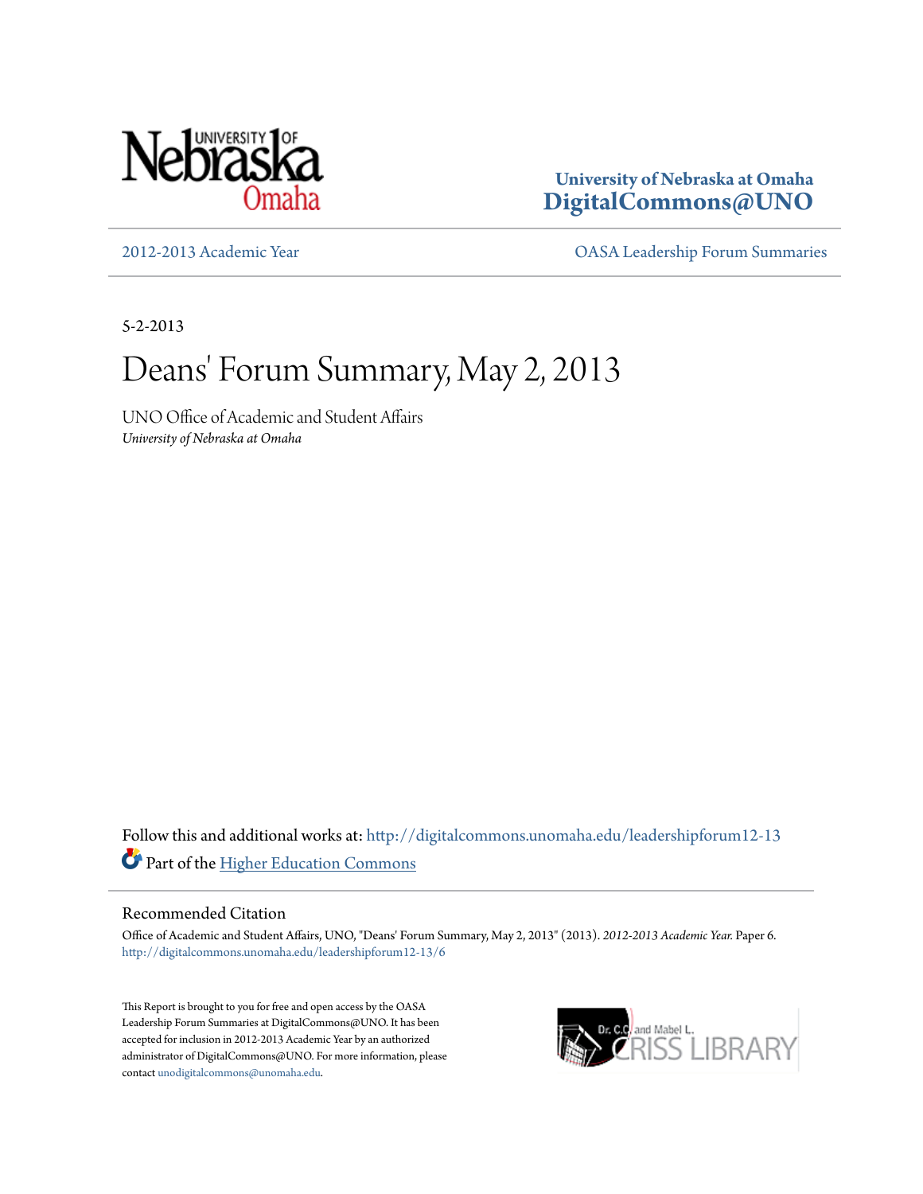University of Nebraska at Omaha
**DigitalCommons@UNO**

2012-2013 Academic Year

OASA Leadership Forum Summaries

5-2-2013

# Deans' Forum Summary, May 2, 2013

UNO Office of Academic and Student Affairs
*University of Nebraska at Omaha*

Follow this and additional works at: http://digitalcommons.unomaha.edu/leadershipforum12-13

Part of the Higher Education Commons

## Recommended Citation

Office of Academic and Student Affairs, UNO, "Deans' Forum Summary, May 2, 2013" (2013). *2012-2013 Academic Year.* Paper 6.
http://digitalcommons.unomaha.edu/leadershipforum12-13/6

This Report is brought to you for free and open access by the OASA Leadership Forum Summaries at DigitalCommons@UNO. It has been accepted for inclusion in 2012-2013 Academic Year by an authorized administrator of DigitalCommons@UNO. For more information, please contact unodigitalcommons@unomaha.edu.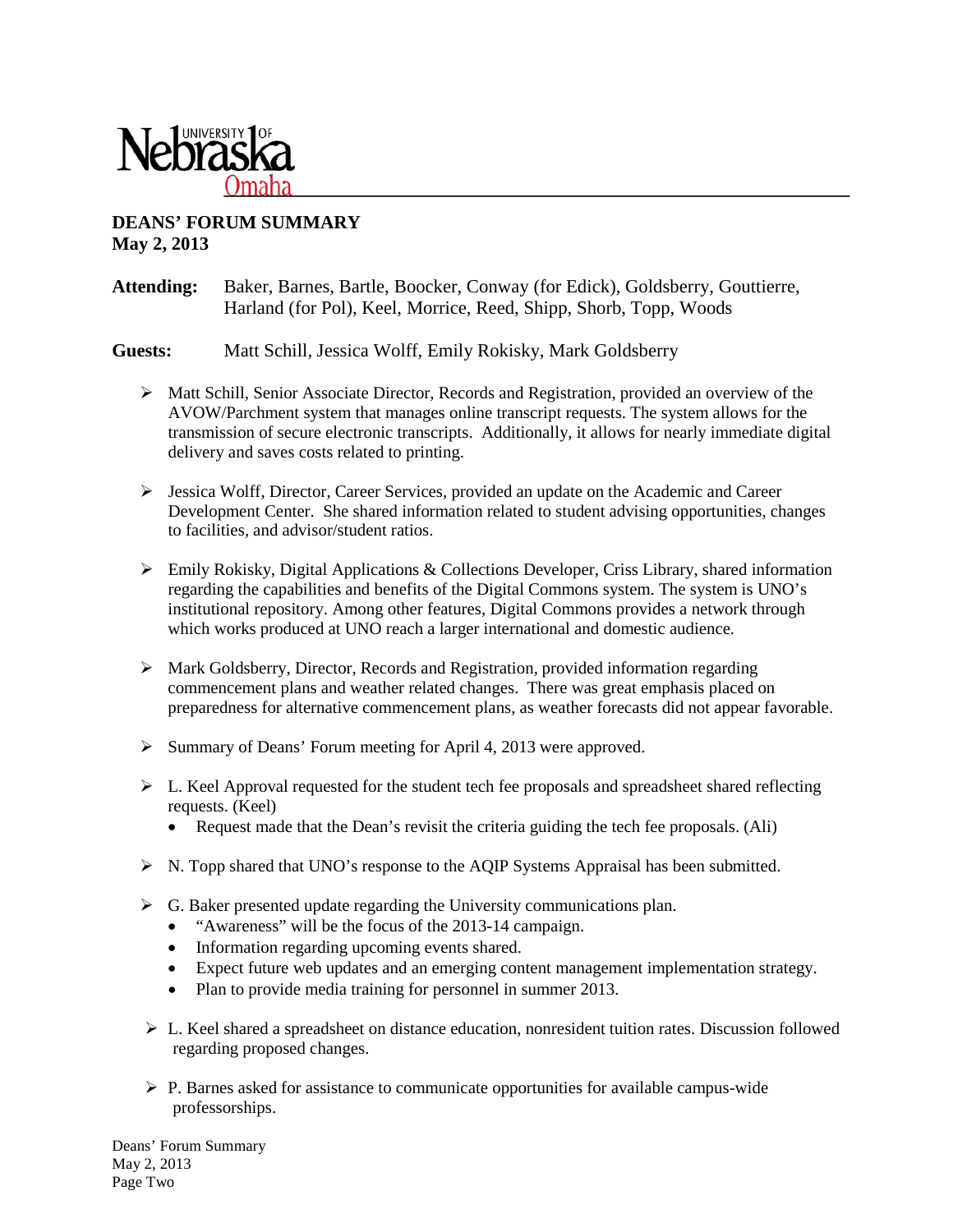**DEANS' FORUM SUMMARY**
**May 2, 2013**

**Attending:** Baker, Barnes, Bartle, Boocker, Conway (for Edick), Goldsberry, Gouttierre, Harland (for Pol), Keel, Morrice, Reed, Shipp, Shorb, Topp, Woods

**Guests:** Matt Schill, Jessica Wolff, Emily Rokisky, Mark Goldsberry

- Matt Schill, Senior Associate Director, Records and Registration, provided an overview of the AVOW/Parchment system that manages online transcript requests. The system allows for the transmission of secure electronic transcripts. Additionally, it allows for nearly immediate digital delivery and saves costs related to printing.

- Jessica Wolff, Director, Career Services, provided an update on the Academic and Career Development Center. She shared information related to student advising opportunities, changes to facilities, and advisor/student ratios.

- Emily Rokisky, Digital Applications & Collections Developer, Criss Library, shared information regarding the capabilities and benefits of the Digital Commons system. The system is UNO's institutional repository. Among other features, Digital Commons provides a network through which works produced at UNO reach a larger international and domestic audience.

- Mark Goldsberry, Director, Records and Registration, provided information regarding commencement plans and weather related changes. There was great emphasis placed on preparedness for alternative commencement plans, as weather forecasts did not appear favorable.

- Summary of Deans' Forum meeting for April 4, 2013 were approved.

- L. Keel Approval requested for the student tech fee proposals and spreadsheet shared reflecting requests. (Keel)
  - Request made that the Dean's revisit the criteria guiding the tech fee proposals. (Ali)

- N. Topp shared that UNO's response to the AQIP Systems Appraisal has been submitted.

- G. Baker presented update regarding the University communications plan.
  - "Awareness" will be the focus of the 2013-14 campaign.
  - Information regarding upcoming events shared.
  - Expect future web updates and an emerging content management implementation strategy.
  - Plan to provide media training for personnel in summer 2013.

- L. Keel shared a spreadsheet on distance education, nonresident tuition rates. Discussion followed regarding proposed changes.

- P. Barnes asked for assistance to communicate opportunities for available campus-wide professorships.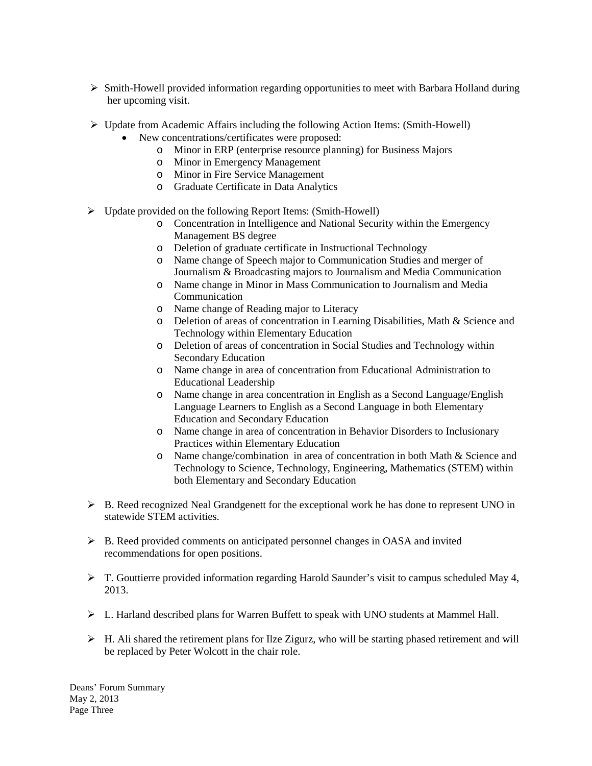- Smith-Howell provided information regarding opportunities to meet with Barbara Holland during her upcoming visit.

- Update from Academic Affairs including the following Action Items: (Smith-Howell)
  - New concentrations/certificates were proposed:
    - Minor in ERP (enterprise resource planning) for Business Majors
    - Minor in Emergency Management
    - Minor in Fire Service Management
    - Graduate Certificate in Data Analytics

- Update provided on the following Report Items: (Smith-Howell)
  - Concentration in Intelligence and National Security within the Emergency Management BS degree
  - Deletion of graduate certificate in Instructional Technology
  - Name change of Speech major to Communication Studies and merger of Journalism & Broadcasting majors to Journalism and Media Communication
  - Name change in Minor in Mass Communication to Journalism and Media Communication
  - Name change of Reading major to Literacy
  - Deletion of areas of concentration in Learning Disabilities, Math & Science and Technology within Elementary Education
  - Deletion of areas of concentration in Social Studies and Technology within Secondary Education
  - Name change in area of concentration from Educational Administration to Educational Leadership
  - Name change in area concentration in English as a Second Language/English Language Learners to English as a Second Language in both Elementary Education and Secondary Education
  - Name change in area of concentration in Behavior Disorders to Inclusionary Practices within Elementary Education
  - Name change/combination in area of concentration in both Math & Science and Technology to Science, Technology, Engineering, Mathematics (STEM) within both Elementary and Secondary Education

- B. Reed recognized Neal Grandgenett for the exceptional work he has done to represent UNO in statewide STEM activities.

- B. Reed provided comments on anticipated personnel changes in OASA and invited recommendations for open positions.

- T. Gouttierre provided information regarding Harold Saunder's visit to campus scheduled May 4, 2013.

- L. Harland described plans for Warren Buffett to speak with UNO students at Mammel Hall.

- H. Ali shared the retirement plans for Ilze Zigurz, who will be starting phased retirement and will be replaced by Peter Wolcott in the chair role.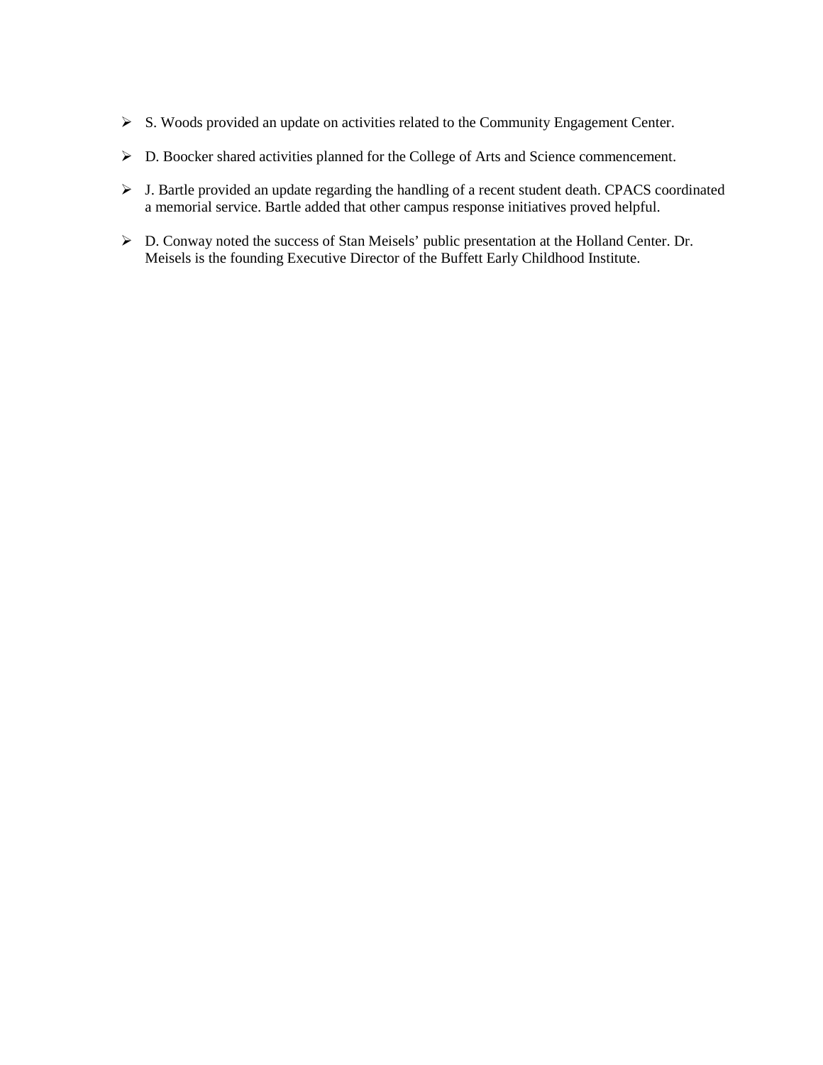- S. Woods provided an update on activities related to the Community Engagement Center.
- D. Boocker shared activities planned for the College of Arts and Science commencement.
- J. Bartle provided an update regarding the handling of a recent student death. CPACS coordinated a memorial service. Bartle added that other campus response initiatives proved helpful.
- D. Conway noted the success of Stan Meisels' public presentation at the Holland Center. Dr. Meisels is the founding Executive Director of the Buffett Early Childhood Institute.